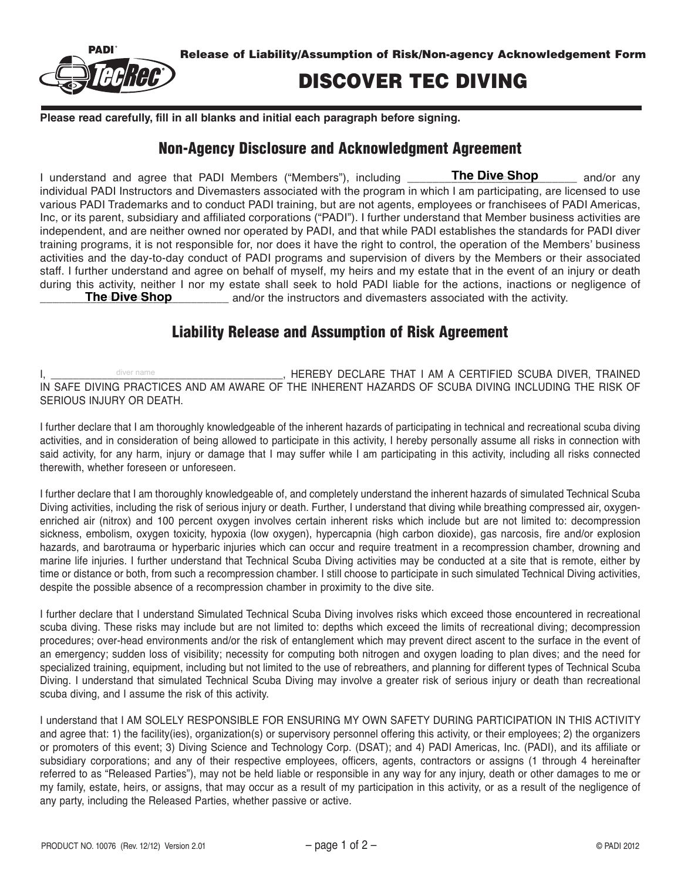Release of Liability/Assumption of Risk/Non-agency Acknowledgement Form

# DISCOVER TEC DIVING

**Please read carefully, fill in all blanks and initial each paragraph before signing.**

## Non-Agency Disclosure and Acknowledgment Agreement

I understand and agree that PADI Members ("Members"), including **The Dive Shop** and/or any individual PADI Instructors and Divemasters associated with the program in which I am participating, are licensed to use various PADI Trademarks and to conduct PADI training, but are not agents, employees or franchisees of PADI Americas, Inc, or its parent, subsidiary and affiliated corporations ("PADI"). I further understand that Member business activities are independent, and are neither owned nor operated by PADI, and that while PADI establishes the standards for PADI diver training programs, it is not responsible for, nor does it have the right to control, the operation of the Members' business activities and the day-to-day conduct of PADI programs and supervision of divers by the Members or their associated staff. I further understand and agree on behalf of myself, my heirs and my estate that in the event of an injury or death during this activity, neither I nor my estate shall seek to hold PADI liable for the actions, inactions or negligence of **The Dive Shop** and/or the instructors and divemasters associated with the activity.

## Liability Release and Assumption of Risk Agreement

I, ______diver name______, HEREBY DECLARE THAT I AM A CERTIFIED SCUBA DIVER, TRAINED IN SAFE DIVING PRACTICES AND AM AWARE OF THE INHERENT HAZARDS OF SCUBA DIVING INCLUDING THE RISK OF SERIOUS INJURY OR DEATH.

I further declare that I am thoroughly knowledgeable of the inherent hazards of participating in technical and recreational scuba diving activities, and in consideration of being allowed to participate in this activity, I hereby personally assume all risks in connection with said activity, for any harm, injury or damage that I may suffer while I am participating in this activity, including all risks connected therewith, whether foreseen or unforeseen.

I further declare that I am thoroughly knowledgeable of, and completely understand the inherent hazards of simulated Technical Scuba Diving activities, including the risk of serious injury or death. Further, I understand that diving while breathing compressed air, oxygen-enriched air (nitrox) and 100 percent oxygen involves certain inherent risks which include but are not limited to: decompression sickness, embolism, oxygen toxicity, hypoxia (low oxygen), hypercapnia (high carbon dioxide), gas narcosis, fire and/or explosion hazards, and barotrauma or hyperbaric injuries which can occur and require treatment in a recompression chamber, drowning and marine life injuries. I further understand that Technical Scuba Diving activities may be conducted at a site that is remote, either by time or distance or both, from such a recompression chamber. I still choose to participate in such simulated Technical Diving activities, despite the possible absence of a recompression chamber in proximity to the dive site.

I further declare that I understand Simulated Technical Scuba Diving involves risks which exceed those encountered in recreational scuba diving. These risks may include but are not limited to: depths which exceed the limits of recreational diving; decompression procedures; over-head environments and/or the risk of entanglement which may prevent direct ascent to the surface in the event of an emergency; sudden loss of visibility; necessity for computing both nitrogen and oxygen loading to plan dives; and the need for specialized training, equipment, including but not limited to the use of rebreathers, and planning for different types of Technical Scuba Diving. I understand that simulated Technical Scuba Diving may involve a greater risk of serious injury or death than recreational scuba diving, and I assume the risk of this activity.

I understand that I AM SOLELY RESPONSIBLE FOR ENSURING MY OWN SAFETY DURING PARTICIPATION IN THIS ACTIVITY and agree that: 1) the facility(ies), organization(s) or supervisory personnel offering this activity, or their employees; 2) the organizers or promoters of this event; 3) Diving Science and Technology Corp. (DSAT); and 4) PADI Americas, Inc. (PADI), and its affiliate or subsidiary corporations; and any of their respective employees, officers, agents, contractors or assigns (1 through 4 hereinafter referred to as "Released Parties"), may not be held liable or responsible in any way for any injury, death or other damages to me or my family, estate, heirs, or assigns, that may occur as a result of my participation in this activity, or as a result of the negligence of any party, including the Released Parties, whether passive or active.

PRODUCT NO. 10076 (Rev. 12/12) Version 2.01 © PADI 2012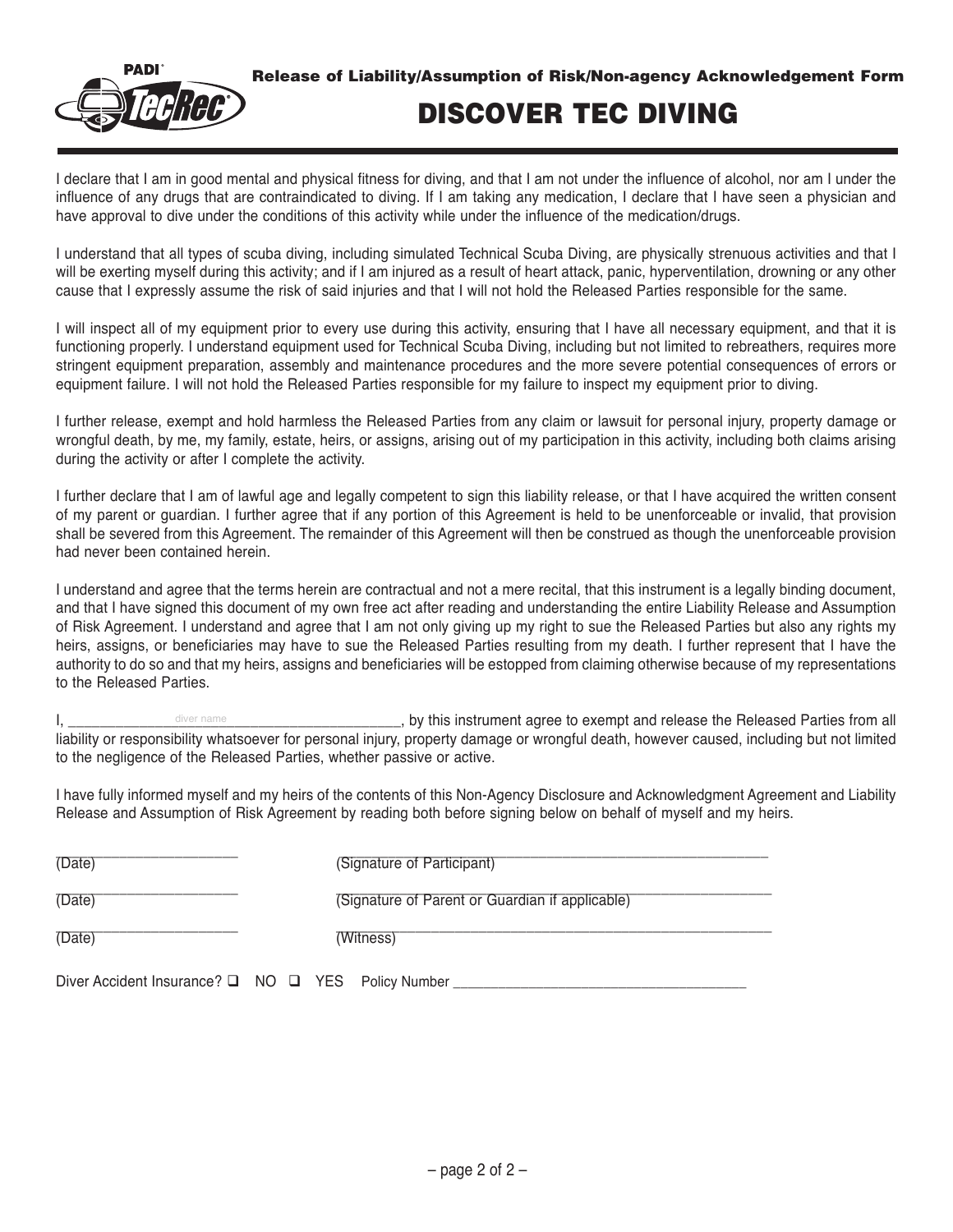**Release of Liability/Assumption of Risk/Non-agency Acknowledgement Form**

# DISCOVER TEC DIVING

I declare that I am in good mental and physical fitness for diving, and that I am not under the influence of alcohol, nor am I under the influence of any drugs that are contraindicated to diving. If I am taking any medication, I declare that I have seen a physician and have approval to dive under the conditions of this activity while under the influence of the medication/drugs.

I understand that all types of scuba diving, including simulated Technical Scuba Diving, are physically strenuous activities and that I will be exerting myself during this activity; and if I am injured as a result of heart attack, panic, hyperventilation, drowning or any other cause that I expressly assume the risk of said injuries and that I will not hold the Released Parties responsible for the same.

I will inspect all of my equipment prior to every use during this activity, ensuring that I have all necessary equipment, and that it is functioning properly. I understand equipment used for Technical Scuba Diving, including but not limited to rebreathers, requires more stringent equipment preparation, assembly and maintenance procedures and the more severe potential consequences of errors or equipment failure. I will not hold the Released Parties responsible for my failure to inspect my equipment prior to diving.

I further release, exempt and hold harmless the Released Parties from any claim or lawsuit for personal injury, property damage or wrongful death, by me, my family, estate, heirs, or assigns, arising out of my participation in this activity, including both claims arising during the activity or after I complete the activity.

I further declare that I am of lawful age and legally competent to sign this liability release, or that I have acquired the written consent of my parent or guardian. I further agree that if any portion of this Agreement is held to be unenforceable or invalid, that provision shall be severed from this Agreement. The remainder of this Agreement will then be construed as though the unenforceable provision had never been contained herein.

I understand and agree that the terms herein are contractual and not a mere recital, that this instrument is a legally binding document, and that I have signed this document of my own free act after reading and understanding the entire Liability Release and Assumption of Risk Agreement. I understand and agree that I am not only giving up my right to sue the Released Parties but also any rights my heirs, assigns, or beneficiaries may have to sue the Released Parties resulting from my death. I further represent that I have the authority to do so and that my heirs, assigns and beneficiaries will be estopped from claiming otherwise because of my representations to the Released Parties.

I, ______________ diver name ______________, by this instrument agree to exempt and release the Released Parties from all liability or responsibility whatsoever for personal injury, property damage or wrongful death, however caused, including but not limited to the negligence of the Released Parties, whether passive or active.

I have fully informed myself and my heirs of the contents of this Non-Agency Disclosure and Acknowledgment Agreement and Liability Release and Assumption of Risk Agreement by reading both before signing below on behalf of myself and my heirs.

______________________ ______________________________________
(Date) (Signature of Participant)

______________________ ______________________________________
(Date) (Signature of Parent or Guardian if applicable)

______________________ ______________________________________
(Date) (Witness)

Diver Accident Insurance? ☐ NO ☐ YES Policy Number ______________________